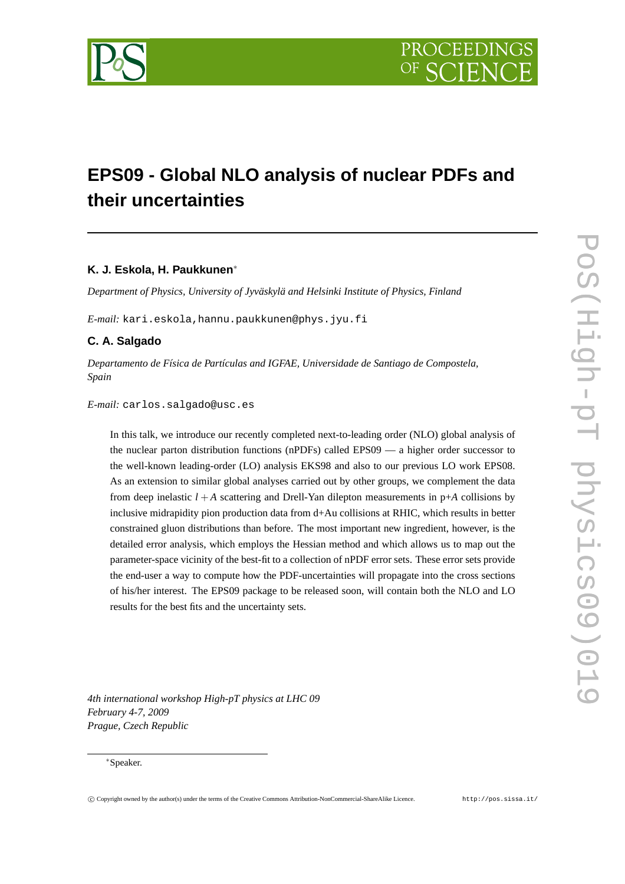# EPS09 - Global NLO analysis of nuclear PDFs and their uncertainties

**K. J. Eskola, H. Paukkunen***

*Department of Physics, University of Jyväskylä and Helsinki Institute of Physics, Finland*

*E-mail:* kari.eskola,hannu.paukkunen@phys.jyu.fi

**C. A. Salgado**

*Departamento de Física de Partículas and IGFAE, Universidade de Santiago de Compostela, Spain*

*E-mail:* carlos.salgado@usc.es

In this talk, we introduce our recently completed next-to-leading order (NLO) global analysis of the nuclear parton distribution functions (nPDFs) called EPS09 — a higher order successor to the well-known leading-order (LO) analysis EKS98 and also to our previous LO work EPS08. As an extension to similar global analyses carried out by other groups, we complement the data from deep inelastic $l+A$ scattering and Drell-Yan dilepton measurements in p+$A$ collisions by inclusive midrapidity pion production data from d+Au collisions at RHIC, which results in better constrained gluon distributions than before. The most important new ingredient, however, is the detailed error analysis, which employs the Hessian method and which allows us to map out the parameter-space vicinity of the best-fit to a collection of nPDF error sets. These error sets provide the end-user a way to compute how the PDF-uncertainties will propagate into the cross sections of his/her interest. The EPS09 package to be released soon, will contain both the NLO and LO results for the best fits and the uncertainty sets.

*4th international workshop High-pT physics at LHC 09*
*February 4-7, 2009*
*Prague, Czech Republic*

*Speaker.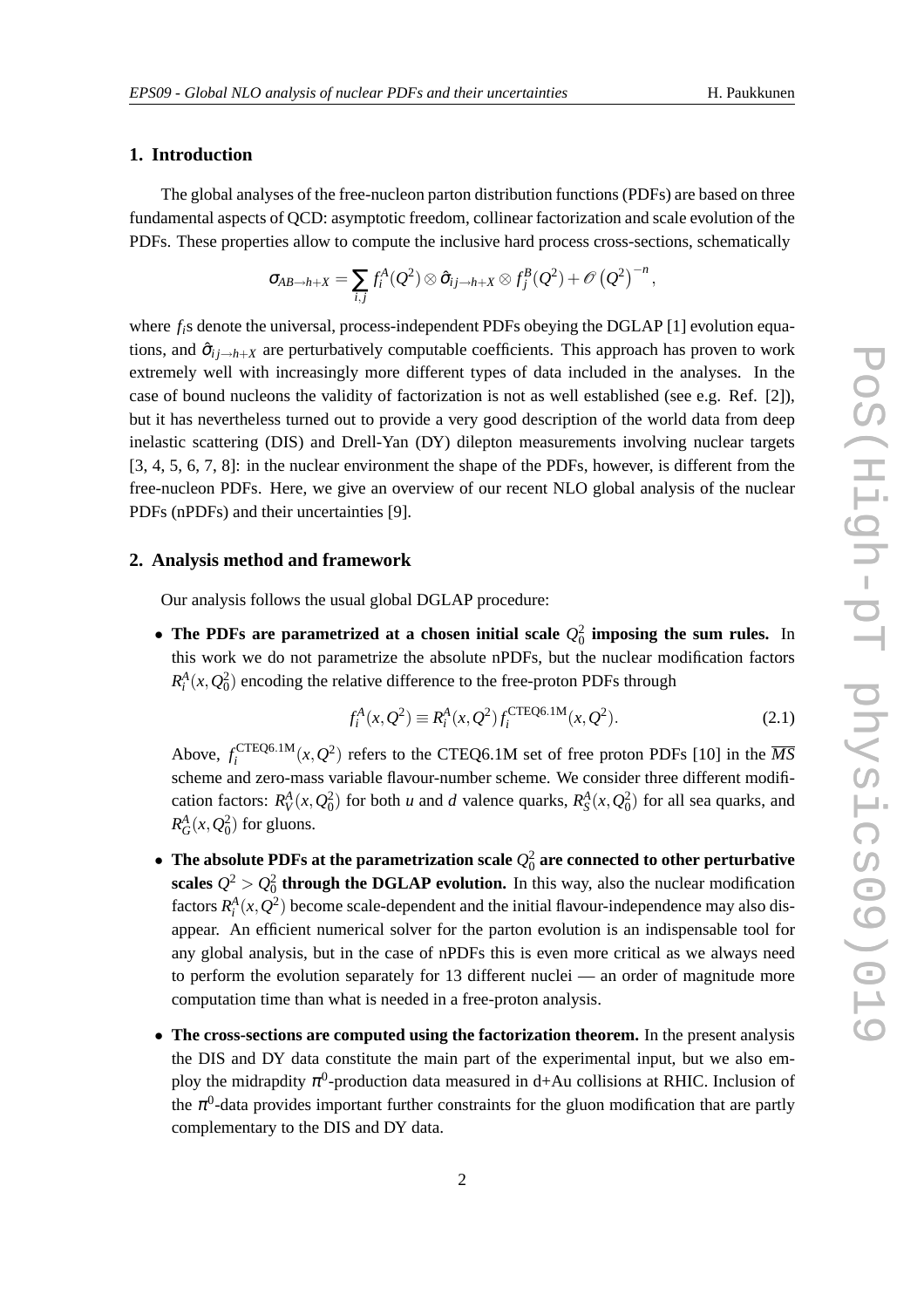## 1. Introduction

The global analyses of the free-nucleon parton distribution functions (PDFs) are based on three fundamental aspects of QCD: asymptotic freedom, collinear factorization and scale evolution of the PDFs. These properties allow to compute the inclusive hard process cross-sections, schematically

$$\sigma_{AB\to h+X} = \sum_{i,j} f_i^A(Q^2) \otimes \hat{\sigma}_{ij\to h+X} \otimes f_j^B(Q^2) + \mathcal{O}\left(Q^2\right)^{-n},$$

where $f_i$s denote the universal, process-independent PDFs obeying the DGLAP [1] evolution equations, and $\hat{\sigma}_{ij\to h+X}$ are perturbatively computable coefficients. This approach has proven to work extremely well with increasingly more different types of data included in the analyses. In the case of bound nucleons the validity of factorization is not as well established (see e.g. Ref. [2]), but it has nevertheless turned out to provide a very good description of the world data from deep inelastic scattering (DIS) and Drell-Yan (DY) dilepton measurements involving nuclear targets [3, 4, 5, 6, 7, 8]: in the nuclear environment the shape of the PDFs, however, is different from the free-nucleon PDFs. Here, we give an overview of our recent NLO global analysis of the nuclear PDFs (nPDFs) and their uncertainties [9].

## 2. Analysis method and framework

Our analysis follows the usual global DGLAP procedure:

- **The PDFs are parametrized at a chosen initial scale $Q_0^2$ imposing the sum rules.** In this work we do not parametrize the absolute nPDFs, but the nuclear modification factors $R_i^A(x,Q_0^2)$ encoding the relative difference to the free-proton PDFs through

$$f_i^A(x,Q^2) \equiv R_i^A(x,Q^2)\, f_i^{\rm CTEQ6.1M}(x,Q^2). \tag{2.1}$$

  Above, $f_i^{\rm CTEQ6.1M}(x,Q^2)$ refers to the CTEQ6.1M set of free proton PDFs [10] in the $\overline{MS}$ scheme and zero-mass variable flavour-number scheme. We consider three different modification factors: $R_V^A(x,Q_0^2)$ for both $u$ and $d$ valence quarks, $R_S^A(x,Q_0^2)$ for all sea quarks, and $R_G^A(x,Q_0^2)$ for gluons.

- **The absolute PDFs at the parametrization scale $Q_0^2$ are connected to other perturbative scales $Q^2 > Q_0^2$ through the DGLAP evolution.** In this way, also the nuclear modification factors $R_i^A(x,Q^2)$ become scale-dependent and the initial flavour-independence may also disappear. An efficient numerical solver for the parton evolution is an indispensable tool for any global analysis, but in the case of nPDFs this is even more critical as we always need to perform the evolution separately for 13 different nuclei — an order of magnitude more computation time than what is needed in a free-proton analysis.

- **The cross-sections are computed using the factorization theorem.** In the present analysis the DIS and DY data constitute the main part of the experimental input, but we also employ the midrapdity $\pi^0$-production data measured in d+Au collisions at RHIC. Inclusion of the $\pi^0$-data provides important further constraints for the gluon modification that are partly complementary to the DIS and DY data.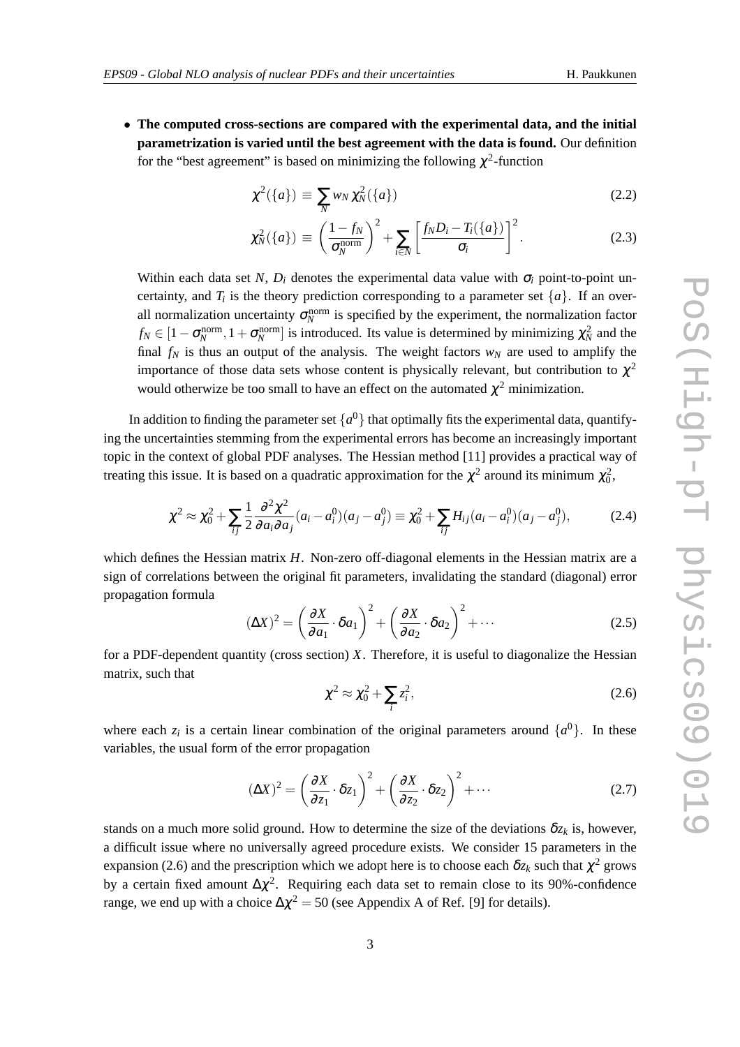- **The computed cross-sections are compared with the experimental data, and the initial parametrization is varied until the best agreement with the data is found.** Our definition for the "best agreement" is based on minimizing the following $\chi^2$-function

$$\chi^2(\{a\}) \equiv \sum_N w_N \, \chi^2_N(\{a\}) \tag{2.2}$$

$$\chi^2_N(\{a\}) \equiv \left(\frac{1-f_N}{\sigma_N^{\rm norm}}\right)^2 + \sum_{i \in N} \left[\frac{f_N D_i - T_i(\{a\})}{\sigma_i}\right]^2. \tag{2.3}$$

Within each data set $N$, $D_i$ denotes the experimental data value with $\sigma_i$ point-to-point uncertainty, and $T_i$ is the theory prediction corresponding to a parameter set $\{a\}$. If an overall normalization uncertainty $\sigma_N^{\rm norm}$ is specified by the experiment, the normalization factor $f_N \in [1-\sigma_N^{\rm norm}, 1+\sigma_N^{\rm norm}]$ is introduced. Its value is determined by minimizing $\chi^2_N$ and the final $f_N$ is thus an output of the analysis. The weight factors $w_N$ are used to amplify the importance of those data sets whose content is physically relevant, but contribution to $\chi^2$ would otherwize be too small to have an effect on the automated $\chi^2$ minimization.

In addition to finding the parameter set $\{a^0\}$ that optimally fits the experimental data, quantifying the uncertainties stemming from the experimental errors has become an increasingly important topic in the context of global PDF analyses. The Hessian method [11] provides a practical way of treating this issue. It is based on a quadratic approximation for the $\chi^2$ around its minimum $\chi^2_0$,

$$\chi^2 \approx \chi^2_0 + \sum_{ij} \frac{1}{2} \frac{\partial^2 \chi^2}{\partial a_i \partial a_j} (a_i - a_i^0)(a_j - a_j^0) \equiv \chi^2_0 + \sum_{ij} H_{ij} (a_i - a_i^0)(a_j - a_j^0), \tag{2.4}$$

which defines the Hessian matrix $H$. Non-zero off-diagonal elements in the Hessian matrix are a sign of correlations between the original fit parameters, invalidating the standard (diagonal) error propagation formula

$$(\Delta X)^2 = \left(\frac{\partial X}{\partial a_1} \cdot \delta a_1\right)^2 + \left(\frac{\partial X}{\partial a_2} \cdot \delta a_2\right)^2 + \cdots \tag{2.5}$$

for a PDF-dependent quantity (cross section) $X$. Therefore, it is useful to diagonalize the Hessian matrix, such that

$$\chi^2 \approx \chi^2_0 + \sum_i z_i^2, \tag{2.6}$$

where each $z_i$ is a certain linear combination of the original parameters around $\{a^0\}$. In these variables, the usual form of the error propagation

$$(\Delta X)^2 = \left(\frac{\partial X}{\partial z_1} \cdot \delta z_1\right)^2 + \left(\frac{\partial X}{\partial z_2} \cdot \delta z_2\right)^2 + \cdots \tag{2.7}$$

stands on a much more solid ground. How to determine the size of the deviations $\delta z_k$ is, however, a difficult issue where no universally agreed procedure exists. We consider 15 parameters in the expansion (2.6) and the prescription which we adopt here is to choose each $\delta z_k$ such that $\chi^2$ grows by a certain fixed amount $\Delta\chi^2$. Requiring each data set to remain close to its 90%-confidence range, we end up with a choice $\Delta\chi^2 = 50$ (see Appendix A of Ref. [9] for details).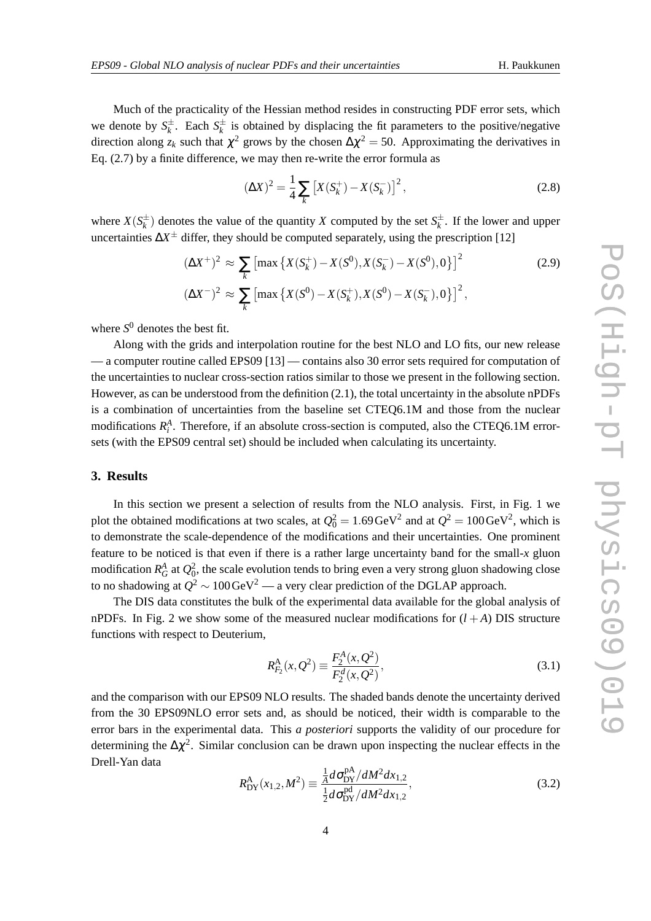Much of the practicality of the Hessian method resides in constructing PDF error sets, which we denote by $S_k^{\pm}$. Each $S_k^{\pm}$ is obtained by displacing the fit parameters to the positive/negative direction along $z_k$ such that $\chi^2$ grows by the chosen $\Delta\chi^2 = 50$. Approximating the derivatives in Eq. (2.7) by a finite difference, we may then re-write the error formula as

$$(\Delta X)^2 = \frac{1}{4}\sum_k \left[X(S_k^+) - X(S_k^-)\right]^2, \tag{2.8}$$

where $X(S_k^{\pm})$ denotes the value of the quantity $X$ computed by the set $S_k^{\pm}$. If the lower and upper uncertainties $\Delta X^{\pm}$ differ, they should be computed separately, using the prescription [12]

$$\begin{aligned}(\Delta X^+)^2 &\approx \sum_k \left[\max\left\{X(S_k^+) - X(S^0), X(S_k^-) - X(S^0), 0\right\}\right]^2 \\ (\Delta X^-)^2 &\approx \sum_k \left[\max\left\{X(S^0) - X(S_k^+), X(S^0) - X(S_k^-), 0\right\}\right]^2,\end{aligned} \tag{2.9}$$

where $S^0$ denotes the best fit.

Along with the grids and interpolation routine for the best NLO and LO fits, our new release — a computer routine called EPS09 [13] — contains also 30 error sets required for computation of the uncertainties to nuclear cross-section ratios similar to those we present in the following section. However, as can be understood from the definition (2.1), the total uncertainty in the absolute nPDFs is a combination of uncertainties from the baseline set CTEQ6.1M and those from the nuclear modifications $R_i^A$. Therefore, if an absolute cross-section is computed, also the CTEQ6.1M error-sets (with the EPS09 central set) should be included when calculating its uncertainty.

## 3. Results

In this section we present a selection of results from the NLO analysis. First, in Fig. 1 we plot the obtained modifications at two scales, at $Q_0^2 = 1.69\,\mathrm{GeV}^2$ and at $Q^2 = 100\,\mathrm{GeV}^2$, which is to demonstrate the scale-dependence of the modifications and their uncertainties. One prominent feature to be noticed is that even if there is a rather large uncertainty band for the small-$x$ gluon modification $R_G^A$ at $Q_0^2$, the scale evolution tends to bring even a very strong gluon shadowing close to no shadowing at $Q^2 \sim 100\,\mathrm{GeV}^2$ — a very clear prediction of the DGLAP approach.

The DIS data constitutes the bulk of the experimental data available for the global analysis of nPDFs. In Fig. 2 we show some of the measured nuclear modifications for $(l + A)$ DIS structure functions with respect to Deuterium,

$$R_{F_2}^{\mathrm{A}}(x,Q^2) \equiv \frac{F_2^A(x,Q^2)}{F_2^d(x,Q^2)}, \tag{3.1}$$

and the comparison with our EPS09 NLO results. The shaded bands denote the uncertainty derived from the 30 EPS09NLO error sets and, as should be noticed, their width is comparable to the error bars in the experimental data. This *a posteriori* supports the validity of our procedure for determining the $\Delta\chi^2$. Similar conclusion can be drawn upon inspecting the nuclear effects in the Drell-Yan data

$$R_{\mathrm{DY}}^{\mathrm{A}}(x_{1,2},M^2) \equiv \frac{\frac{1}{A}d\sigma_{\mathrm{DY}}^{\mathrm{pA}}/dM^2dx_{1,2}}{\frac{1}{2}d\sigma_{\mathrm{DY}}^{\mathrm{pd}}/dM^2dx_{1,2}}, \tag{3.2}$$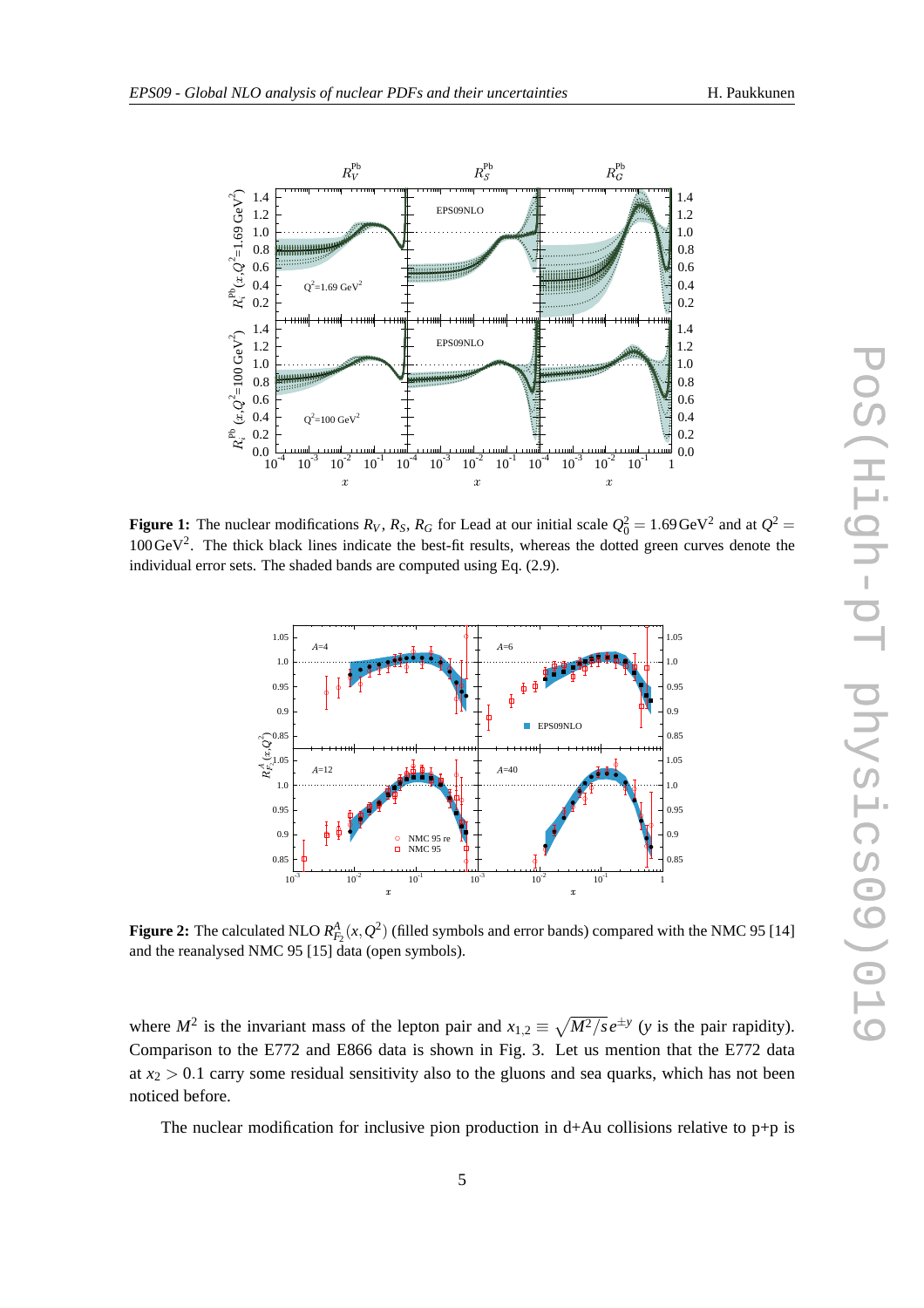**Figure 1:** The nuclear modifications $R_V$, $R_S$, $R_G$ for Lead at our initial scale $Q_0^2 = 1.69\,\mathrm{GeV}^2$ and at $Q^2 = 100\,\mathrm{GeV}^2$. The thick black lines indicate the best-fit results, whereas the dotted green curves denote the individual error sets. The shaded bands are computed using Eq. (2.9).

**Figure 2:** The calculated NLO $R_{F_2}^A(x,Q^2)$ (filled symbols and error bands) compared with the NMC 95 [14] and the reanalysed NMC 95 [15] data (open symbols).

where $M^2$ is the invariant mass of the lepton pair and $x_{1,2} \equiv \sqrt{M^2/s}\,e^{\pm y}$ ($y$ is the pair rapidity). Comparison to the E772 and E866 data is shown in Fig. 3. Let us mention that the E772 data at $x_2 > 0.1$ carry some residual sensitivity also to the gluons and sea quarks, which has not been noticed before.

The nuclear modification for inclusive pion production in d+Au collisions relative to p+p is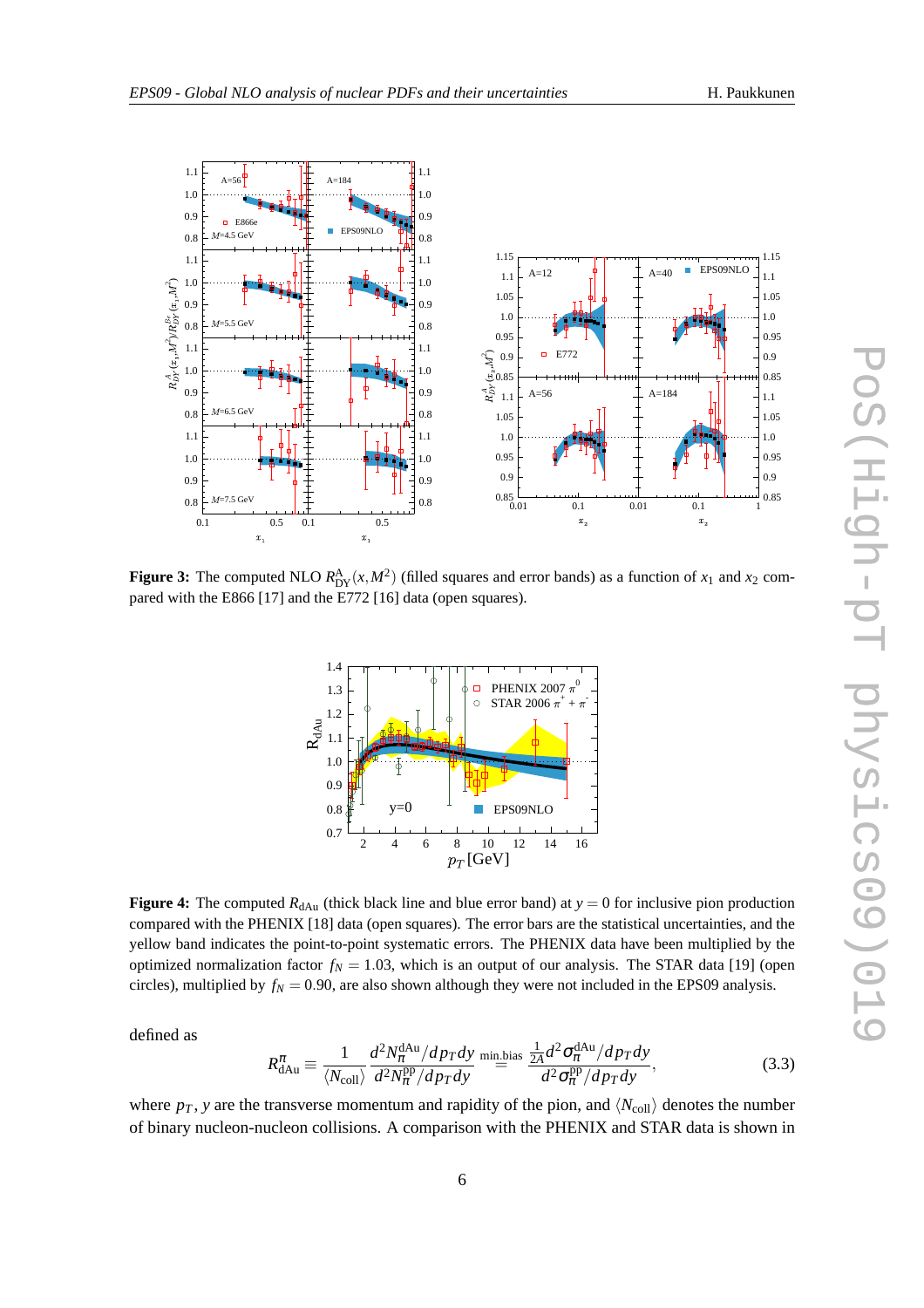**Figure 3:** The computed NLO $R^{\rm A}_{\rm DY}(x,M^2)$ (filled squares and error bands) as a function of $x_1$ and $x_2$ compared with the E866 [17] and the E772 [16] data (open squares).

**Figure 4:** The computed $R_{\rm dAu}$ (thick black line and blue error band) at $y=0$ for inclusive pion production compared with the PHENIX [18] data (open squares). The error bars are the statistical uncertainties, and the yellow band indicates the point-to-point systematic errors. The PHENIX data have been multiplied by the optimized normalization factor $f_N = 1.03$, which is an output of our analysis. The STAR data [19] (open circles), multiplied by $f_N = 0.90$, are also shown although they were not included in the EPS09 analysis.

defined as

$$R^{\pi}_{\rm dAu} \equiv \frac{1}{\langle N_{\rm coll} \rangle} \frac{d^2 N^{\rm dAu}_{\pi}/dp_T dy}{d^2 N^{\rm pp}_{\pi}/dp_T dy} \overset{\rm min.bias}{=} \frac{\frac{1}{2A} d^2 \sigma^{\rm dAu}_{\pi}/dp_T dy}{d^2 \sigma^{\rm pp}_{\pi}/dp_T dy}, \tag{3.3}$$

where $p_T$, $y$ are the transverse momentum and rapidity of the pion, and $\langle N_{\rm coll} \rangle$ denotes the number of binary nucleon-nucleon collisions. A comparison with the PHENIX and STAR data is shown in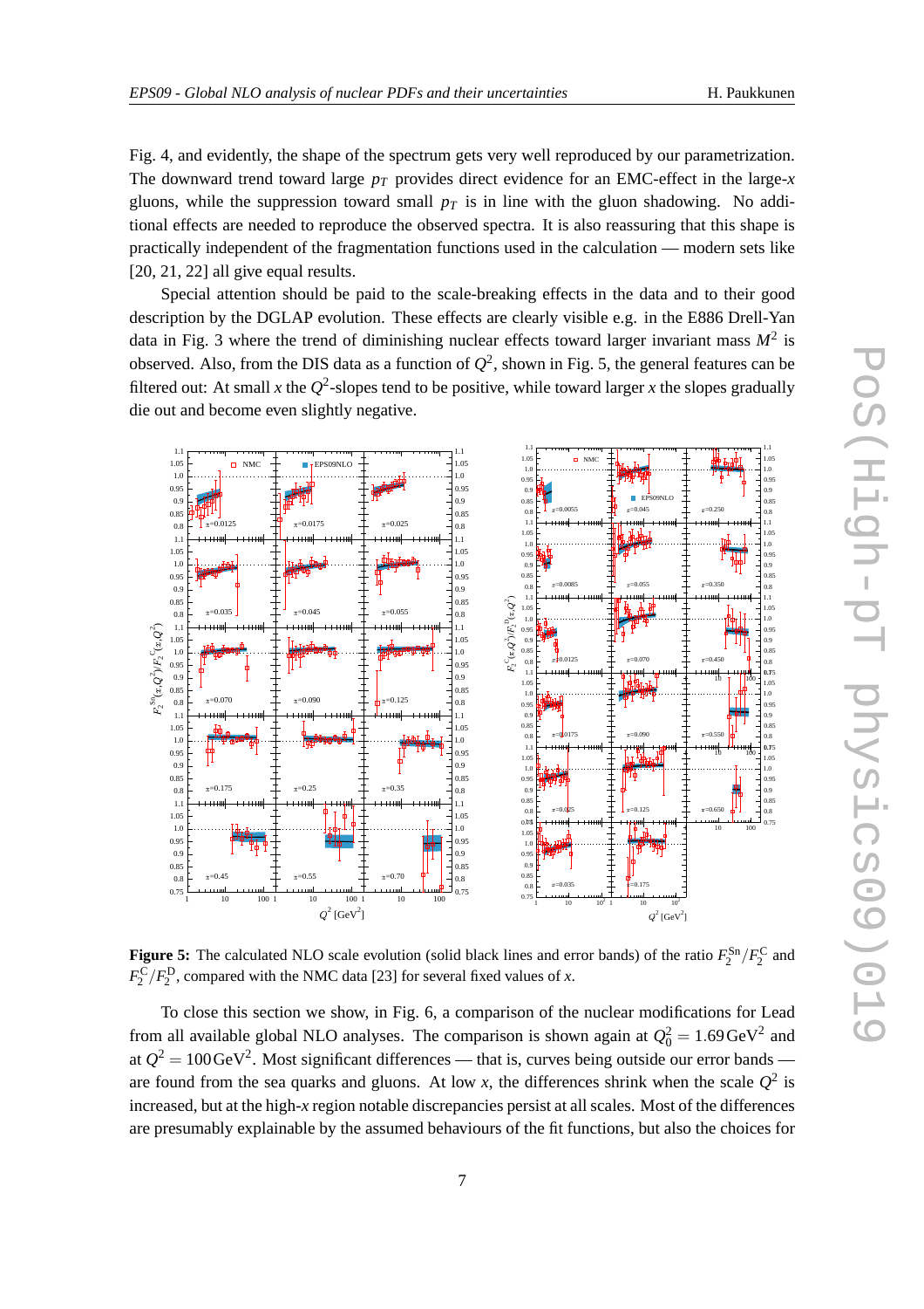Fig. 4, and evidently, the shape of the spectrum gets very well reproduced by our parametrization. The downward trend toward large $p_T$ provides direct evidence for an EMC-effect in the large-$x$ gluons, while the suppression toward small $p_T$ is in line with the gluon shadowing. No additional effects are needed to reproduce the observed spectra. It is also reassuring that this shape is practically independent of the fragmentation functions used in the calculation — modern sets like [20, 21, 22] all give equal results.

Special attention should be paid to the scale-breaking effects in the data and to their good description by the DGLAP evolution. These effects are clearly visible e.g. in the E886 Drell-Yan data in Fig. 3 where the trend of diminishing nuclear effects toward larger invariant mass $M^2$ is observed. Also, from the DIS data as a function of $Q^2$, shown in Fig. 5, the general features can be filtered out: At small $x$ the $Q^2$-slopes tend to be positive, while toward larger $x$ the slopes gradually die out and become even slightly negative.

**Figure 5:** The calculated NLO scale evolution (solid black lines and error bands) of the ratio $F_2^{\rm Sn}/F_2^{\rm C}$ and $F_2^{\rm C}/F_2^{\rm D}$, compared with the NMC data [23] for several fixed values of $x$.

To close this section we show, in Fig. 6, a comparison of the nuclear modifications for Lead from all available global NLO analyses. The comparison is shown again at $Q_0^2 = 1.69\,\mathrm{GeV}^2$ and at $Q^2 = 100\,\mathrm{GeV}^2$. Most significant differences — that is, curves being outside our error bands — are found from the sea quarks and gluons. At low $x$, the differences shrink when the scale $Q^2$ is increased, but at the high-$x$ region notable discrepancies persist at all scales. Most of the differences are presumably explainable by the assumed behaviours of the fit functions, but also the choices for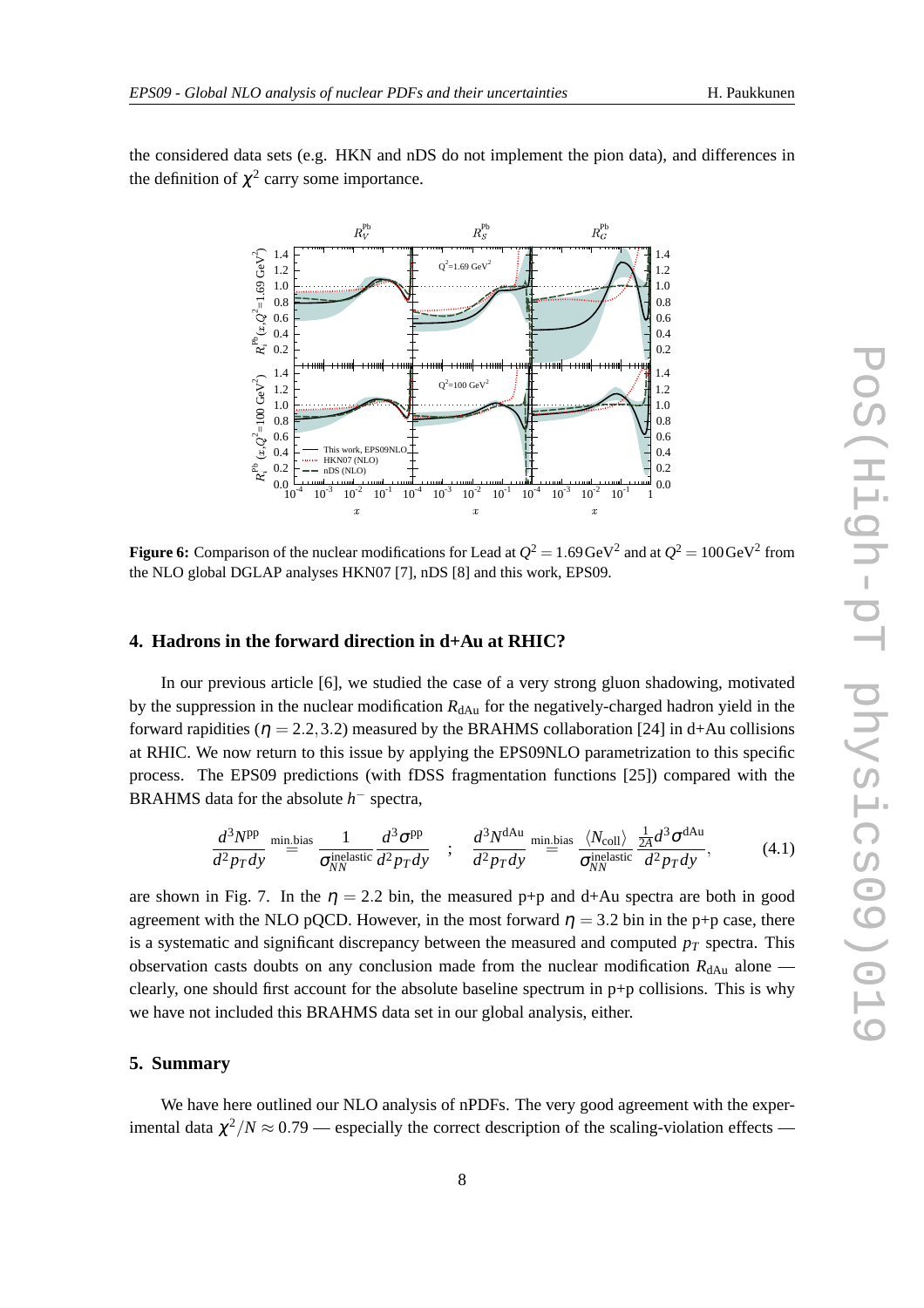the considered data sets (e.g. HKN and nDS do not implement the pion data), and differences in the definition of $\chi^2$ carry some importance.

**Figure 6:** Comparison of the nuclear modifications for Lead at $Q^2 = 1.69\,\mathrm{GeV}^2$ and at $Q^2 = 100\,\mathrm{GeV}^2$ from the NLO global DGLAP analyses HKN07 [7], nDS [8] and this work, EPS09.

## 4. Hadrons in the forward direction in d+Au at RHIC?

In our previous article [6], we studied the case of a very strong gluon shadowing, motivated by the suppression in the nuclear modification $R_{\mathrm{dAu}}$ for the negatively-charged hadron yield in the forward rapidities ($\eta = 2.2, 3.2$) measured by the BRAHMS collaboration [24] in d+Au collisions at RHIC. We now return to this issue by applying the EPS09NLO parametrization to this specific process. The EPS09 predictions (with fDSS fragmentation functions [25]) compared with the BRAHMS data for the absolute $h^-$ spectra,

$$\frac{d^3N^{\mathrm{pp}}}{d^2p_T dy} \overset{\mathrm{min.bias}}{=} \frac{1}{\sigma_{NN}^{\mathrm{inelastic}}} \frac{d^3\sigma^{\mathrm{pp}}}{d^2p_T dy} \quad ; \quad \frac{d^3N^{\mathrm{dAu}}}{d^2p_T dy} \overset{\mathrm{min.bias}}{=} \frac{\langle N_{\mathrm{coll}} \rangle}{\sigma_{NN}^{\mathrm{inelastic}}} \frac{\frac{1}{2A} d^3\sigma^{\mathrm{dAu}}}{d^2p_T dy}, \tag{4.1}$$

are shown in Fig. 7. In the $\eta = 2.2$ bin, the measured p+p and d+Au spectra are both in good agreement with the NLO pQCD. However, in the most forward $\eta = 3.2$ bin in the p+p case, there is a systematic and significant discrepancy between the measured and computed $p_T$ spectra. This observation casts doubts on any conclusion made from the nuclear modification $R_{\mathrm{dAu}}$ alone — clearly, one should first account for the absolute baseline spectrum in p+p collisions. This is why we have not included this BRAHMS data set in our global analysis, either.

## 5. Summary

We have here outlined our NLO analysis of nPDFs. The very good agreement with the experimental data $\chi^2/N \approx 0.79$ — especially the correct description of the scaling-violation effects —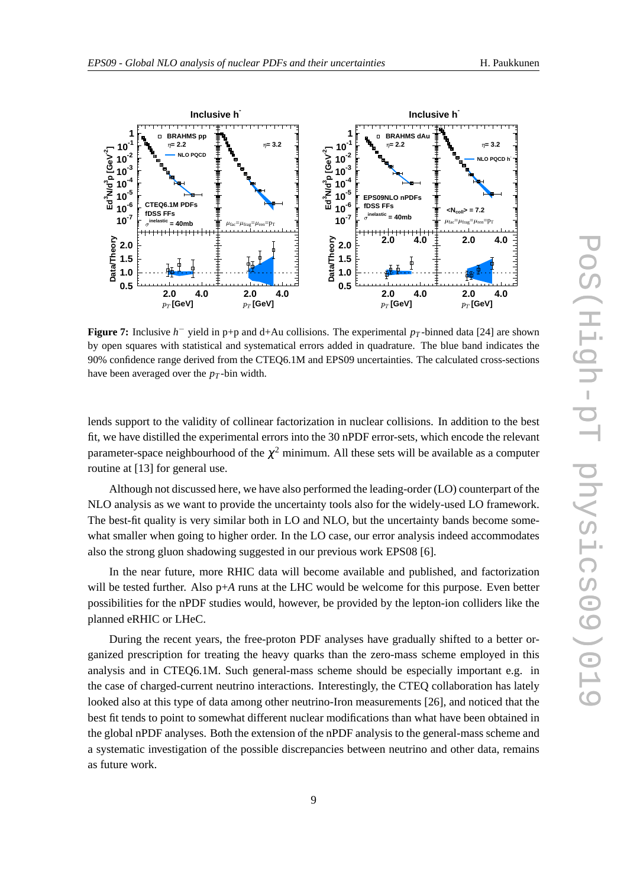**Figure 7:** Inclusive $h^-$ yield in p+p and d+Au collisions. The experimental $p_T$-binned data [24] are shown by open squares with statistical and systematical errors added in quadrature. The blue band indicates the 90% confidence range derived from the CTEQ6.1M and EPS09 uncertainties. The calculated cross-sections have been averaged over the $p_T$-bin width.

lends support to the validity of collinear factorization in nuclear collisions. In addition to the best fit, we have distilled the experimental errors into the 30 nPDF error-sets, which encode the relevant parameter-space neighbourhood of the $\chi^2$ minimum. All these sets will be available as a computer routine at [13] for general use.

Although not discussed here, we have also performed the leading-order (LO) counterpart of the NLO analysis as we want to provide the uncertainty tools also for the widely-used LO framework. The best-fit quality is very similar both in LO and NLO, but the uncertainty bands become somewhat smaller when going to higher order. In the LO case, our error analysis indeed accommodates also the strong gluon shadowing suggested in our previous work EPS08 [6].

In the near future, more RHIC data will become available and published, and factorization will be tested further. Also p+$A$ runs at the LHC would be welcome for this purpose. Even better possibilities for the nPDF studies would, however, be provided by the lepton-ion colliders like the planned eRHIC or LHeC.

During the recent years, the free-proton PDF analyses have gradually shifted to a better organized prescription for treating the heavy quarks than the zero-mass scheme employed in this analysis and in CTEQ6.1M. Such general-mass scheme should be especially important e.g. in the case of charged-current neutrino interactions. Interestingly, the CTEQ collaboration has lately looked also at this type of data among other neutrino-Iron measurements [26], and noticed that the best fit tends to point to somewhat different nuclear modifications than what have been obtained in the global nPDF analyses. Both the extension of the nPDF analysis to the general-mass scheme and a systematic investigation of the possible discrepancies between neutrino and other data, remains as future work.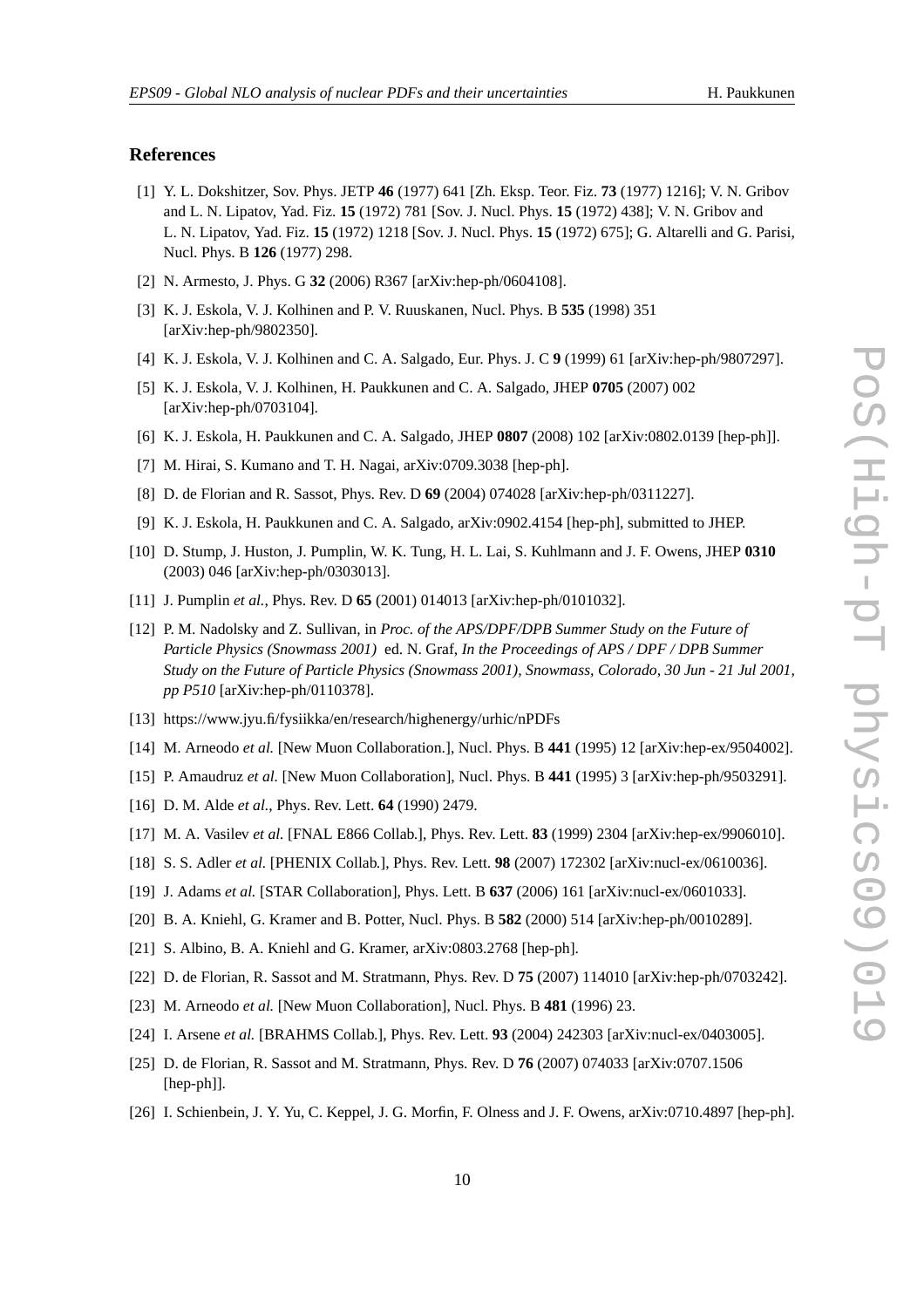## References

[1] Y. L. Dokshitzer, Sov. Phys. JETP **46** (1977) 641 [Zh. Eksp. Teor. Fiz. **73** (1977) 1216]; V. N. Gribov and L. N. Lipatov, Yad. Fiz. **15** (1972) 781 [Sov. J. Nucl. Phys. **15** (1972) 438]; V. N. Gribov and L. N. Lipatov, Yad. Fiz. **15** (1972) 1218 [Sov. J. Nucl. Phys. **15** (1972) 675]; G. Altarelli and G. Parisi, Nucl. Phys. B **126** (1977) 298.

[2] N. Armesto, J. Phys. G **32** (2006) R367 [arXiv:hep-ph/0604108].

[3] K. J. Eskola, V. J. Kolhinen and P. V. Ruuskanen, Nucl. Phys. B **535** (1998) 351 [arXiv:hep-ph/9802350].

[4] K. J. Eskola, V. J. Kolhinen and C. A. Salgado, Eur. Phys. J. C **9** (1999) 61 [arXiv:hep-ph/9807297].

[5] K. J. Eskola, V. J. Kolhinen, H. Paukkunen and C. A. Salgado, JHEP **0705** (2007) 002 [arXiv:hep-ph/0703104].

[6] K. J. Eskola, H. Paukkunen and C. A. Salgado, JHEP **0807** (2008) 102 [arXiv:0802.0139 [hep-ph]].

[7] M. Hirai, S. Kumano and T. H. Nagai, arXiv:0709.3038 [hep-ph].

[8] D. de Florian and R. Sassot, Phys. Rev. D **69** (2004) 074028 [arXiv:hep-ph/0311227].

[9] K. J. Eskola, H. Paukkunen and C. A. Salgado, arXiv:0902.4154 [hep-ph], submitted to JHEP.

[10] D. Stump, J. Huston, J. Pumplin, W. K. Tung, H. L. Lai, S. Kuhlmann and J. F. Owens, JHEP **0310** (2003) 046 [arXiv:hep-ph/0303013].

[11] J. Pumplin *et al.*, Phys. Rev. D **65** (2001) 014013 [arXiv:hep-ph/0101032].

[12] P. M. Nadolsky and Z. Sullivan, in *Proc. of the APS/DPF/DPB Summer Study on the Future of Particle Physics (Snowmass 2001)* ed. N. Graf, *In the Proceedings of APS / DPF / DPB Summer Study on the Future of Particle Physics (Snowmass 2001), Snowmass, Colorado, 30 Jun - 21 Jul 2001, pp P510* [arXiv:hep-ph/0110378].

[13] https://www.jyu.fi/fysiikka/en/research/highenergy/urhic/nPDFs

[14] M. Arneodo *et al.* [New Muon Collaboration.], Nucl. Phys. B **441** (1995) 12 [arXiv:hep-ex/9504002].

[15] P. Amaudruz *et al.* [New Muon Collaboration], Nucl. Phys. B **441** (1995) 3 [arXiv:hep-ph/9503291].

[16] D. M. Alde *et al.*, Phys. Rev. Lett. **64** (1990) 2479.

[17] M. A. Vasilev *et al.* [FNAL E866 Collab.], Phys. Rev. Lett. **83** (1999) 2304 [arXiv:hep-ex/9906010].

[18] S. S. Adler *et al.* [PHENIX Collab.], Phys. Rev. Lett. **98** (2007) 172302 [arXiv:nucl-ex/0610036].

[19] J. Adams *et al.* [STAR Collaboration], Phys. Lett. B **637** (2006) 161 [arXiv:nucl-ex/0601033].

[20] B. A. Kniehl, G. Kramer and B. Potter, Nucl. Phys. B **582** (2000) 514 [arXiv:hep-ph/0010289].

[21] S. Albino, B. A. Kniehl and G. Kramer, arXiv:0803.2768 [hep-ph].

[22] D. de Florian, R. Sassot and M. Stratmann, Phys. Rev. D **75** (2007) 114010 [arXiv:hep-ph/0703242].

[23] M. Arneodo *et al.* [New Muon Collaboration], Nucl. Phys. B **481** (1996) 23.

[24] I. Arsene *et al.* [BRAHMS Collab.], Phys. Rev. Lett. **93** (2004) 242303 [arXiv:nucl-ex/0403005].

[25] D. de Florian, R. Sassot and M. Stratmann, Phys. Rev. D **76** (2007) 074033 [arXiv:0707.1506 [hep-ph]].

[26] I. Schienbein, J. Y. Yu, C. Keppel, J. G. Morfin, F. Olness and J. F. Owens, arXiv:0710.4897 [hep-ph].